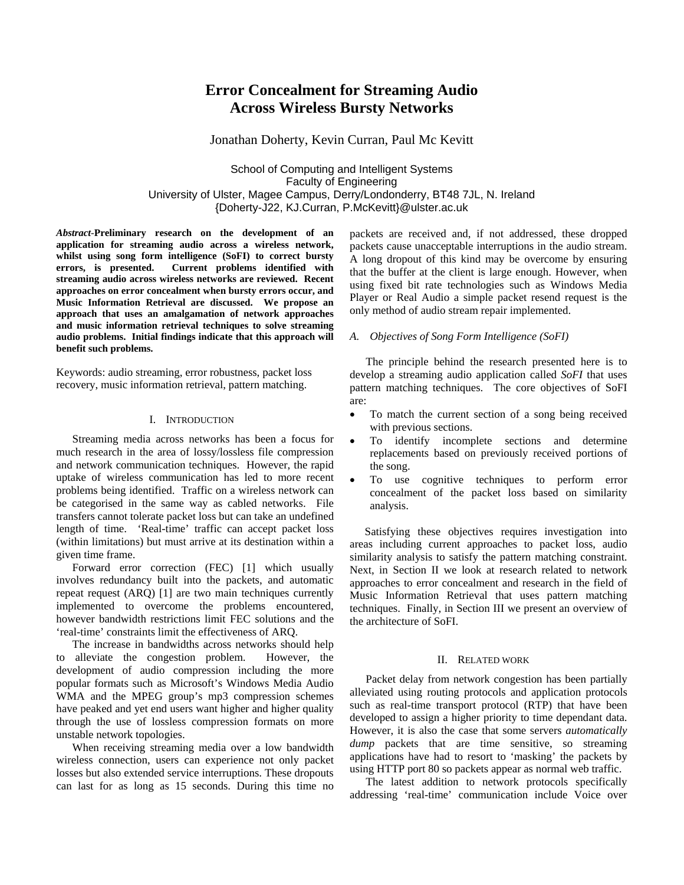# Error Concealment for Streaming Audio Across Wireless Bursty Networks

Jonathan Doherty, Kevin Curran, Paul Mc Kevitt

School of Computing and Intelligent Systems
Faculty of Engineering
University of Ulster, Magee Campus, Derry/Londonderry, BT48 7JL, N. Ireland
{Doherty-J22, KJ.Curran, P.McKevitt}@ulster.ac.uk

***Abstract*-Preliminary research on the development of an application for streaming audio across a wireless network, whilst using song form intelligence (SoFI) to correct bursty errors, is presented. Current problems identified with streaming audio across wireless networks are reviewed. Recent approaches on error concealment when bursty errors occur, and Music Information Retrieval are discussed. We propose an approach that uses an amalgamation of network approaches and music information retrieval techniques to solve streaming audio problems. Initial findings indicate that this approach will benefit such problems.**

Keywords: audio streaming, error robustness, packet loss recovery, music information retrieval, pattern matching.

## I. Introduction

Streaming media across networks has been a focus for much research in the area of lossy/lossless file compression and network communication techniques. However, the rapid uptake of wireless communication has led to more recent problems being identified. Traffic on a wireless network can be categorised in the same way as cabled networks. File transfers cannot tolerate packet loss but can take an undefined length of time. 'Real-time' traffic can accept packet loss (within limitations) but must arrive at its destination within a given time frame.

Forward error correction (FEC) [1] which usually involves redundancy built into the packets, and automatic repeat request (ARQ) [1] are two main techniques currently implemented to overcome the problems encountered, however bandwidth restrictions limit FEC solutions and the 'real-time' constraints limit the effectiveness of ARQ.

The increase in bandwidths across networks should help to alleviate the congestion problem. However, the development of audio compression including the more popular formats such as Microsoft's Windows Media Audio WMA and the MPEG group's mp3 compression schemes have peaked and yet end users want higher and higher quality through the use of lossless compression formats on more unstable network topologies.

When receiving streaming media over a low bandwidth wireless connection, users can experience not only packet losses but also extended service interruptions. These dropouts can last for as long as 15 seconds. During this time no packets are received and, if not addressed, these dropped packets cause unacceptable interruptions in the audio stream. A long dropout of this kind may be overcome by ensuring that the buffer at the client is large enough. However, when using fixed bit rate technologies such as Windows Media Player or Real Audio a simple packet resend request is the only method of audio stream repair implemented.

### A. Objectives of Song Form Intelligence (SoFI)

The principle behind the research presented here is to develop a streaming audio application called *SoFI* that uses pattern matching techniques. The core objectives of SoFI are:

- To match the current section of a song being received with previous sections.
- To identify incomplete sections and determine replacements based on previously received portions of the song.
- To use cognitive techniques to perform error concealment of the packet loss based on similarity analysis.

Satisfying these objectives requires investigation into areas including current approaches to packet loss, audio similarity analysis to satisfy the pattern matching constraint. Next, in Section II we look at research related to network approaches to error concealment and research in the field of Music Information Retrieval that uses pattern matching techniques. Finally, in Section III we present an overview of the architecture of SoFI.

## II. Related work

Packet delay from network congestion has been partially alleviated using routing protocols and application protocols such as real-time transport protocol (RTP) that have been developed to assign a higher priority to time dependant data. However, it is also the case that some servers *automatically dump* packets that are time sensitive, so streaming applications have had to resort to 'masking' the packets by using HTTP port 80 so packets appear as normal web traffic.

The latest addition to network protocols specifically addressing 'real-time' communication include Voice over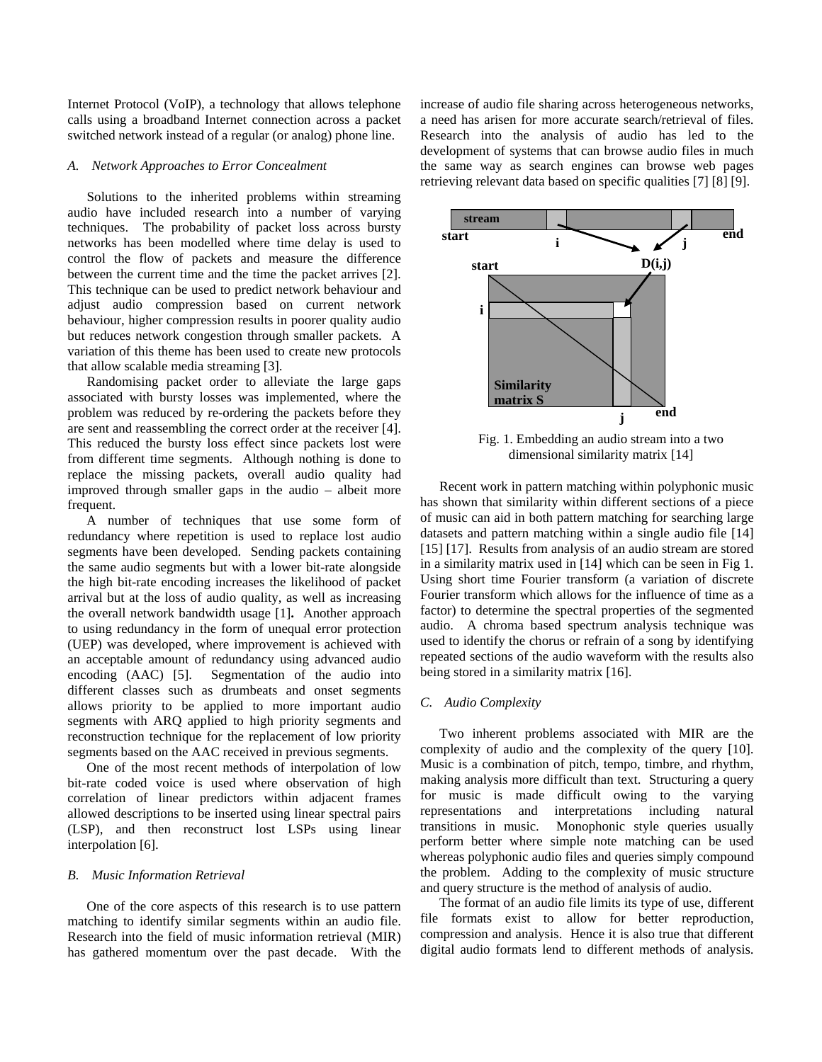Internet Protocol (VoIP), a technology that allows telephone calls using a broadband Internet connection across a packet switched network instead of a regular (or analog) phone line.

### *A. Network Approaches to Error Concealment*

Solutions to the inherited problems within streaming audio have included research into a number of varying techniques. The probability of packet loss across bursty networks has been modelled where time delay is used to control the flow of packets and measure the difference between the current time and the time the packet arrives [2]. This technique can be used to predict network behaviour and adjust audio compression based on current network behaviour, higher compression results in poorer quality audio but reduces network congestion through smaller packets. A variation of this theme has been used to create new protocols that allow scalable media streaming [3].

Randomising packet order to alleviate the large gaps associated with bursty losses was implemented, where the problem was reduced by re-ordering the packets before they are sent and reassembling the correct order at the receiver [4]. This reduced the bursty loss effect since packets lost were from different time segments. Although nothing is done to replace the missing packets, overall audio quality had improved through smaller gaps in the audio – albeit more frequent.

A number of techniques that use some form of redundancy where repetition is used to replace lost audio segments have been developed. Sending packets containing the same audio segments but with a lower bit-rate alongside the high bit-rate encoding increases the likelihood of packet arrival but at the loss of audio quality, as well as increasing the overall network bandwidth usage [1]**.** Another approach to using redundancy in the form of unequal error protection (UEP) was developed, where improvement is achieved with an acceptable amount of redundancy using advanced audio encoding (AAC) [5]. Segmentation of the audio into different classes such as drumbeats and onset segments allows priority to be applied to more important audio segments with ARQ applied to high priority segments and reconstruction technique for the replacement of low priority segments based on the AAC received in previous segments.

One of the most recent methods of interpolation of low bit-rate coded voice is used where observation of high correlation of linear predictors within adjacent frames allowed descriptions to be inserted using linear spectral pairs (LSP), and then reconstruct lost LSPs using linear interpolation [6].

### *B. Music Information Retrieval*

One of the core aspects of this research is to use pattern matching to identify similar segments within an audio file. Research into the field of music information retrieval (MIR) has gathered momentum over the past decade. With the increase of audio file sharing across heterogeneous networks, a need has arisen for more accurate search/retrieval of files. Research into the analysis of audio has led to the development of systems that can browse audio files in much the same way as search engines can browse web pages retrieving relevant data based on specific qualities [7] [8] [9].

stream
start
i
j
end
start
D(i,j)
i
Similarity matrix S
j
end

Fig. 1. Embedding an audio stream into a two dimensional similarity matrix [14]

Recent work in pattern matching within polyphonic music has shown that similarity within different sections of a piece of music can aid in both pattern matching for searching large datasets and pattern matching within a single audio file [14] [15] [17]. Results from analysis of an audio stream are stored in a similarity matrix used in [14] which can be seen in Fig 1. Using short time Fourier transform (a variation of discrete Fourier transform which allows for the influence of time as a factor) to determine the spectral properties of the segmented audio. A chroma based spectrum analysis technique was used to identify the chorus or refrain of a song by identifying repeated sections of the audio waveform with the results also being stored in a similarity matrix [16].

### *C. Audio Complexity*

Two inherent problems associated with MIR are the complexity of audio and the complexity of the query [10]. Music is a combination of pitch, tempo, timbre, and rhythm, making analysis more difficult than text. Structuring a query for music is made difficult owing to the varying representations and interpretations including natural transitions in music. Monophonic style queries usually perform better where simple note matching can be used whereas polyphonic audio files and queries simply compound the problem. Adding to the complexity of music structure and query structure is the method of analysis of audio.

The format of an audio file limits its type of use, different file formats exist to allow for better reproduction, compression and analysis. Hence it is also true that different digital audio formats lend to different methods of analysis.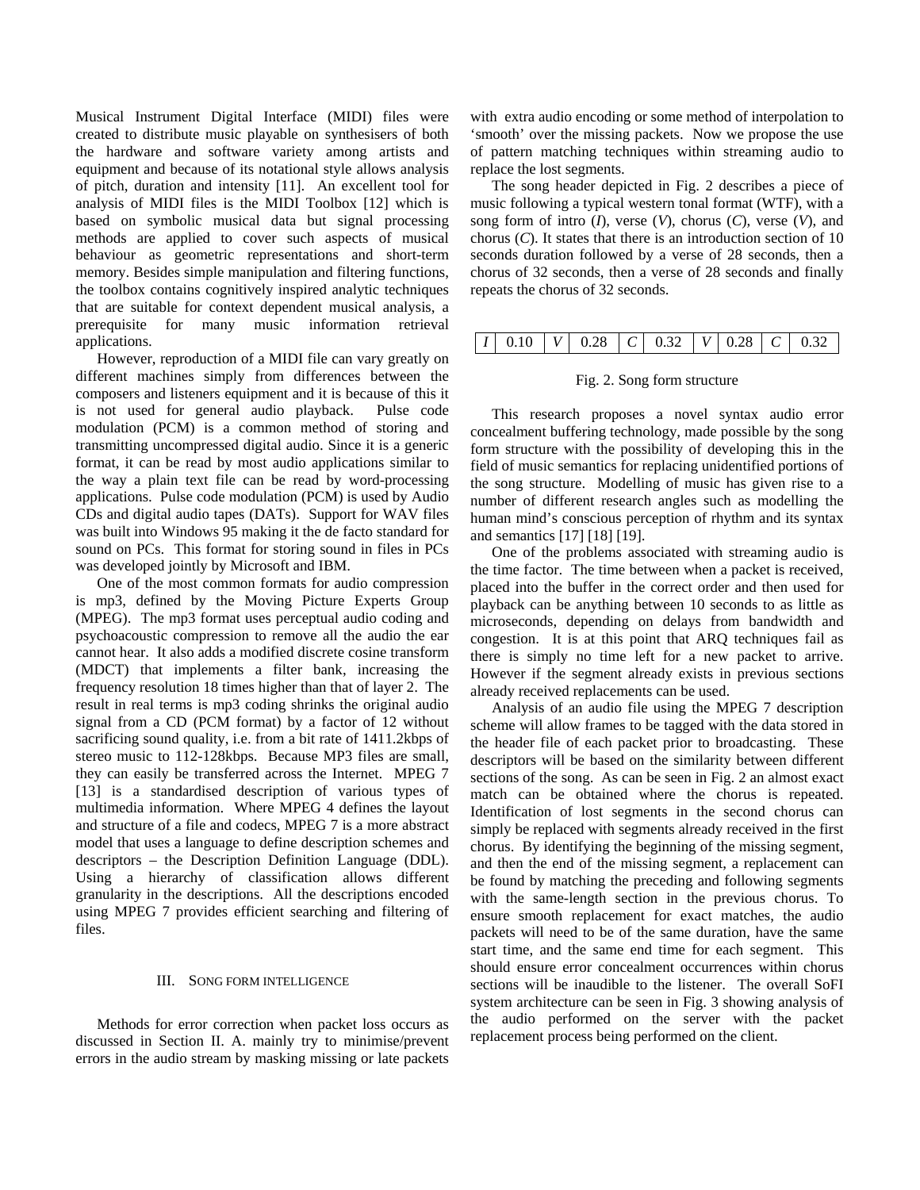Musical Instrument Digital Interface (MIDI) files were created to distribute music playable on synthesisers of both the hardware and software variety among artists and equipment and because of its notational style allows analysis of pitch, duration and intensity [11]. An excellent tool for analysis of MIDI files is the MIDI Toolbox [12] which is based on symbolic musical data but signal processing methods are applied to cover such aspects of musical behaviour as geometric representations and short-term memory. Besides simple manipulation and filtering functions, the toolbox contains cognitively inspired analytic techniques that are suitable for context dependent musical analysis, a prerequisite for many music information retrieval applications.

However, reproduction of a MIDI file can vary greatly on different machines simply from differences between the composers and listeners equipment and it is because of this it is not used for general audio playback. Pulse code modulation (PCM) is a common method of storing and transmitting uncompressed digital audio. Since it is a generic format, it can be read by most audio applications similar to the way a plain text file can be read by word-processing applications. Pulse code modulation (PCM) is used by Audio CDs and digital audio tapes (DATs). Support for WAV files was built into Windows 95 making it the de facto standard for sound on PCs. This format for storing sound in files in PCs was developed jointly by Microsoft and IBM.

One of the most common formats for audio compression is mp3, defined by the Moving Picture Experts Group (MPEG). The mp3 format uses perceptual audio coding and psychoacoustic compression to remove all the audio the ear cannot hear. It also adds a modified discrete cosine transform (MDCT) that implements a filter bank, increasing the frequency resolution 18 times higher than that of layer 2. The result in real terms is mp3 coding shrinks the original audio signal from a CD (PCM format) by a factor of 12 without sacrificing sound quality, i.e. from a bit rate of 1411.2kbps of stereo music to 112-128kbps. Because MP3 files are small, they can easily be transferred across the Internet. MPEG 7 [13] is a standardised description of various types of multimedia information. Where MPEG 4 defines the layout and structure of a file and codecs, MPEG 7 is a more abstract model that uses a language to define description schemes and descriptors – the Description Definition Language (DDL). Using a hierarchy of classification allows different granularity in the descriptions. All the descriptions encoded using MPEG 7 provides efficient searching and filtering of files.

## III. Song Form Intelligence

Methods for error correction when packet loss occurs as discussed in Section II. A. mainly try to minimise/prevent errors in the audio stream by masking missing or late packets with extra audio encoding or some method of interpolation to 'smooth' over the missing packets. Now we propose the use of pattern matching techniques within streaming audio to replace the lost segments.

The song header depicted in Fig. 2 describes a piece of music following a typical western tonal format (WTF), with a song form of intro (*I*), verse (*V*), chorus (*C*), verse (*V*), and chorus (*C*). It states that there is an introduction section of 10 seconds duration followed by a verse of 28 seconds, then a chorus of 32 seconds, then a verse of 28 seconds and finally repeats the chorus of 32 seconds.

| | | | | | | | | | |
|---|---|---|---|---|---|---|---|---|---|
| *I* | 0.10 | *V* | 0.28 | *C* | 0.32 | *V* | 0.28 | *C* | 0.32 |

Fig. 2. Song form structure

This research proposes a novel syntax audio error concealment buffering technology, made possible by the song form structure with the possibility of developing this in the field of music semantics for replacing unidentified portions of the song structure. Modelling of music has given rise to a number of different research angles such as modelling the human mind's conscious perception of rhythm and its syntax and semantics [17] [18] [19].

One of the problems associated with streaming audio is the time factor. The time between when a packet is received, placed into the buffer in the correct order and then used for playback can be anything between 10 seconds to as little as microseconds, depending on delays from bandwidth and congestion. It is at this point that ARQ techniques fail as there is simply no time left for a new packet to arrive. However if the segment already exists in previous sections already received replacements can be used.

Analysis of an audio file using the MPEG 7 description scheme will allow frames to be tagged with the data stored in the header file of each packet prior to broadcasting. These descriptors will be based on the similarity between different sections of the song. As can be seen in Fig. 2 an almost exact match can be obtained where the chorus is repeated. Identification of lost segments in the second chorus can simply be replaced with segments already received in the first chorus. By identifying the beginning of the missing segment, and then the end of the missing segment, a replacement can be found by matching the preceding and following segments with the same-length section in the previous chorus. To ensure smooth replacement for exact matches, the audio packets will need to be of the same duration, have the same start time, and the same end time for each segment. This should ensure error concealment occurrences within chorus sections will be inaudible to the listener. The overall SoFI system architecture can be seen in Fig. 3 showing analysis of the audio performed on the server with the packet replacement process being performed on the client.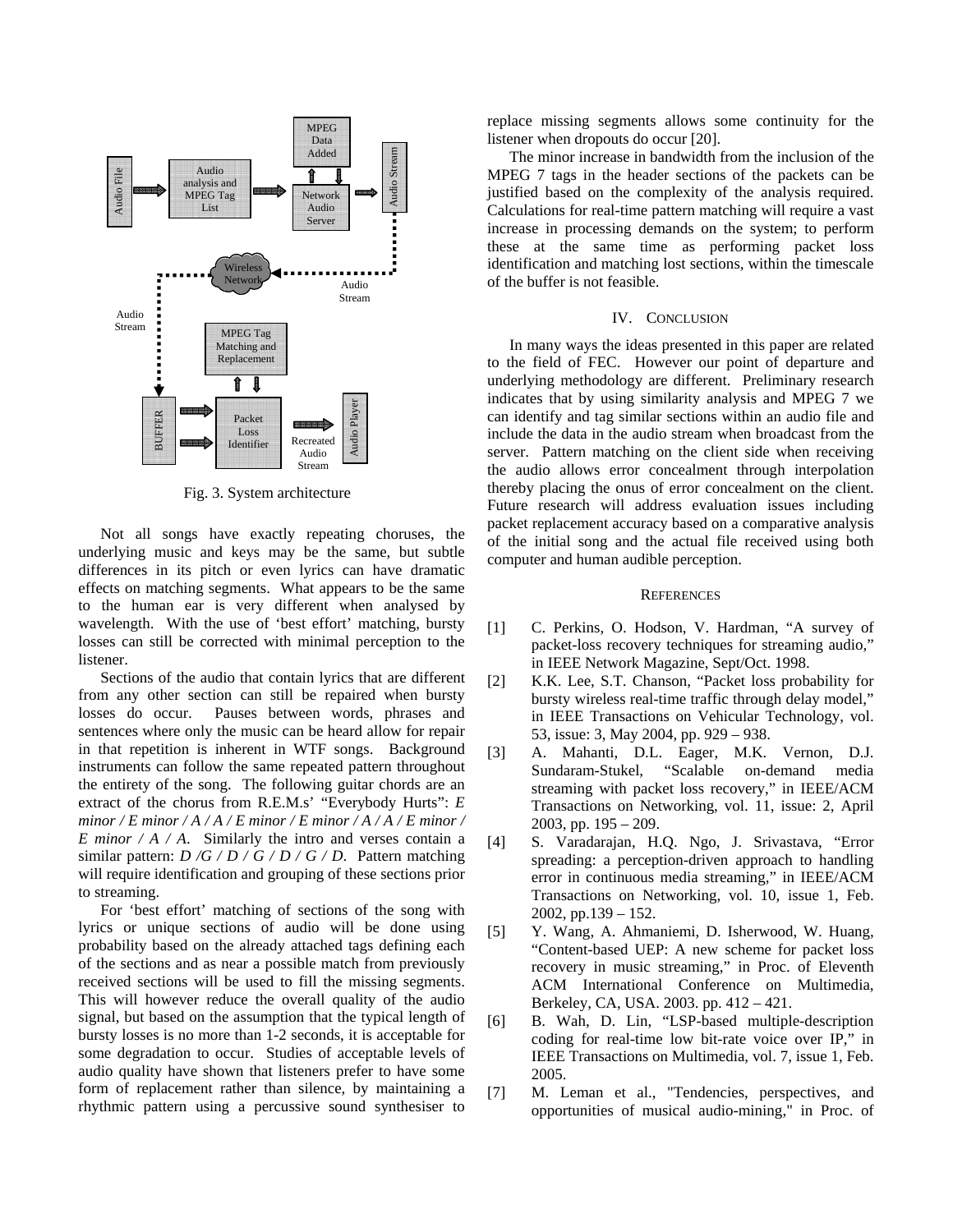Audio File

Audio analysis and MPEG Tag List

MPEG Data Added

Network Audio Server

Audio Stream

Wireless Network

Audio Stream

Audio Stream

MPEG Tag Matching and Replacement

BUFFER

Packet Loss Identifier

Recreated Audio Stream

Audio Player

Fig. 3. System architecture

Not all songs have exactly repeating choruses, the underlying music and keys may be the same, but subtle differences in its pitch or even lyrics can have dramatic effects on matching segments. What appears to be the same to the human ear is very different when analysed by wavelength. With the use of 'best effort' matching, bursty losses can still be corrected with minimal perception to the listener.

Sections of the audio that contain lyrics that are different from any other section can still be repaired when bursty losses do occur. Pauses between words, phrases and sentences where only the music can be heard allow for repair in that repetition is inherent in WTF songs. Background instruments can follow the same repeated pattern throughout the entirety of the song. The following guitar chords are an extract of the chorus from R.E.M.s' "Everybody Hurts": *E minor / E minor / A / A / E minor / E minor / A / A / E minor / E minor / A / A.* Similarly the intro and verses contain a similar pattern: *D /G / D / G / D / G / D.* Pattern matching will require identification and grouping of these sections prior to streaming.

For 'best effort' matching of sections of the song with lyrics or unique sections of audio will be done using probability based on the already attached tags defining each of the sections and as near a possible match from previously received sections will be used to fill the missing segments. This will however reduce the overall quality of the audio signal, but based on the assumption that the typical length of bursty losses is no more than 1-2 seconds, it is acceptable for some degradation to occur. Studies of acceptable levels of audio quality have shown that listeners prefer to have some form of replacement rather than silence, by maintaining a rhythmic pattern using a percussive sound synthesiser to replace missing segments allows some continuity for the listener when dropouts do occur [20].

The minor increase in bandwidth from the inclusion of the MPEG 7 tags in the header sections of the packets can be justified based on the complexity of the analysis required. Calculations for real-time pattern matching will require a vast increase in processing demands on the system; to perform these at the same time as performing packet loss identification and matching lost sections, within the timescale of the buffer is not feasible.

## IV. Conclusion

In many ways the ideas presented in this paper are related to the field of FEC. However our point of departure and underlying methodology are different. Preliminary research indicates that by using similarity analysis and MPEG 7 we can identify and tag similar sections within an audio file and include the data in the audio stream when broadcast from the server. Pattern matching on the client side when receiving the audio allows error concealment through interpolation thereby placing the onus of error concealment on the client. Future research will address evaluation issues including packet replacement accuracy based on a comparative analysis of the initial song and the actual file received using both computer and human audible perception.

## References

[1] C. Perkins, O. Hodson, V. Hardman, "A survey of packet-loss recovery techniques for streaming audio," in IEEE Network Magazine, Sept/Oct. 1998.

[2] K.K. Lee, S.T. Chanson, "Packet loss probability for bursty wireless real-time traffic through delay model," in IEEE Transactions on Vehicular Technology, vol. 53, issue: 3, May 2004, pp. 929 – 938.

[3] A. Mahanti, D.L. Eager, M.K. Vernon, D.J. Sundaram-Stukel, "Scalable on-demand media streaming with packet loss recovery," in IEEE/ACM Transactions on Networking, vol. 11, issue: 2, April 2003, pp. 195 – 209.

[4] S. Varadarajan, H.Q. Ngo, J. Srivastava, "Error spreading: a perception-driven approach to handling error in continuous media streaming," in IEEE/ACM Transactions on Networking, vol. 10, issue 1, Feb. 2002, pp.139 – 152.

[5] Y. Wang, A. Ahmaniemi, D. Isherwood, W. Huang, "Content-based UEP: A new scheme for packet loss recovery in music streaming," in Proc. of Eleventh ACM International Conference on Multimedia, Berkeley, CA, USA. 2003. pp. 412 – 421.

[6] B. Wah, D. Lin, "LSP-based multiple-description coding for real-time low bit-rate voice over IP," in IEEE Transactions on Multimedia, vol. 7, issue 1, Feb. 2005.

[7] M. Leman et al., "Tendencies, perspectives, and opportunities of musical audio-mining," in Proc. of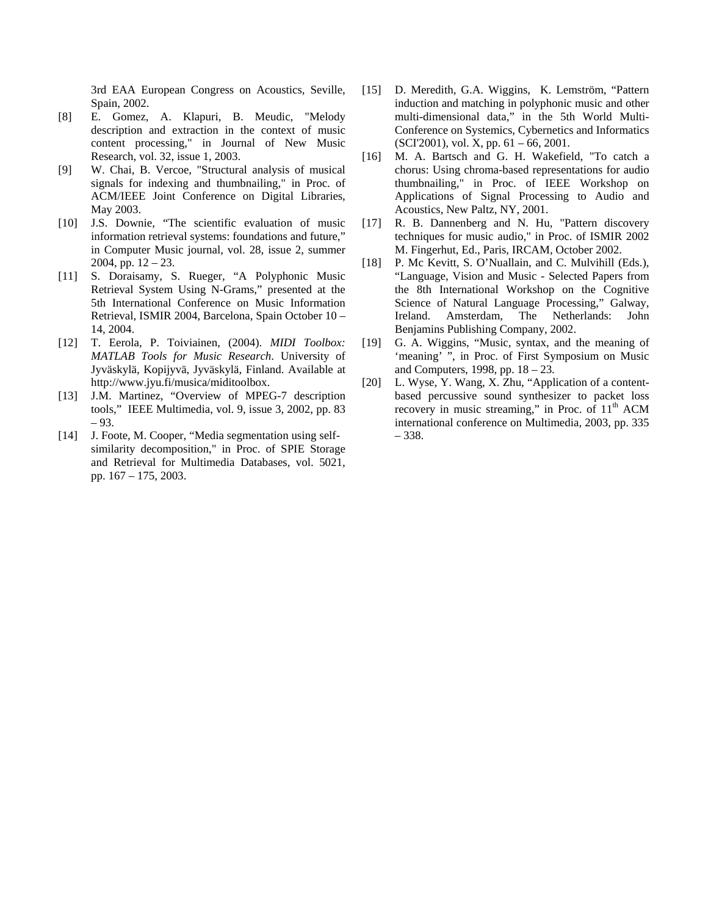3rd EAA European Congress on Acoustics, Seville, Spain, 2002.

[8] E. Gomez, A. Klapuri, B. Meudic, "Melody description and extraction in the context of music content processing," in Journal of New Music Research, vol. 32, issue 1, 2003.

[9] W. Chai, B. Vercoe, "Structural analysis of musical signals for indexing and thumbnailing," in Proc. of ACM/IEEE Joint Conference on Digital Libraries, May 2003.

[10] J.S. Downie, "The scientific evaluation of music information retrieval systems: foundations and future," in Computer Music journal, vol. 28, issue 2, summer 2004, pp. 12 – 23.

[11] S. Doraisamy, S. Rueger, "A Polyphonic Music Retrieval System Using N-Grams," presented at the 5th International Conference on Music Information Retrieval, ISMIR 2004, Barcelona, Spain October 10 – 14, 2004.

[12] T. Eerola, P. Toiviainen, (2004). *MIDI Toolbox: MATLAB Tools for Music Research*. University of Jyväskylä, Kopijyvä, Jyväskylä, Finland. Available at http://www.jyu.fi/musica/miditoolbox.

[13] J.M. Martinez, "Overview of MPEG-7 description tools," IEEE Multimedia, vol. 9, issue 3, 2002, pp. 83 – 93.

[14] J. Foote, M. Cooper, "Media segmentation using self-similarity decomposition," in Proc. of SPIE Storage and Retrieval for Multimedia Databases, vol. 5021, pp. 167 – 175, 2003.

[15] D. Meredith, G.A. Wiggins, K. Lemström, "Pattern induction and matching in polyphonic music and other multi-dimensional data," in the 5th World Multi-Conference on Systemics, Cybernetics and Informatics (SCI'2001), vol. X, pp. 61 – 66, 2001.

[16] M. A. Bartsch and G. H. Wakefield, "To catch a chorus: Using chroma-based representations for audio thumbnailing," in Proc. of IEEE Workshop on Applications of Signal Processing to Audio and Acoustics, New Paltz, NY, 2001.

[17] R. B. Dannenberg and N. Hu, "Pattern discovery techniques for music audio," in Proc. of ISMIR 2002 M. Fingerhut, Ed., Paris, IRCAM, October 2002.

[18] P. Mc Kevitt, S. O'Nuallain, and C. Mulvihill (Eds.), "Language, Vision and Music - Selected Papers from the 8th International Workshop on the Cognitive Science of Natural Language Processing," Galway, Ireland. Amsterdam, The Netherlands: John Benjamins Publishing Company, 2002.

[19] G. A. Wiggins, "Music, syntax, and the meaning of 'meaning' ", in Proc. of First Symposium on Music and Computers, 1998, pp. 18 – 23.

[20] L. Wyse, Y. Wang, X. Zhu, "Application of a content-based percussive sound synthesizer to packet loss recovery in music streaming," in Proc. of 11th ACM international conference on Multimedia, 2003, pp. 335 – 338.